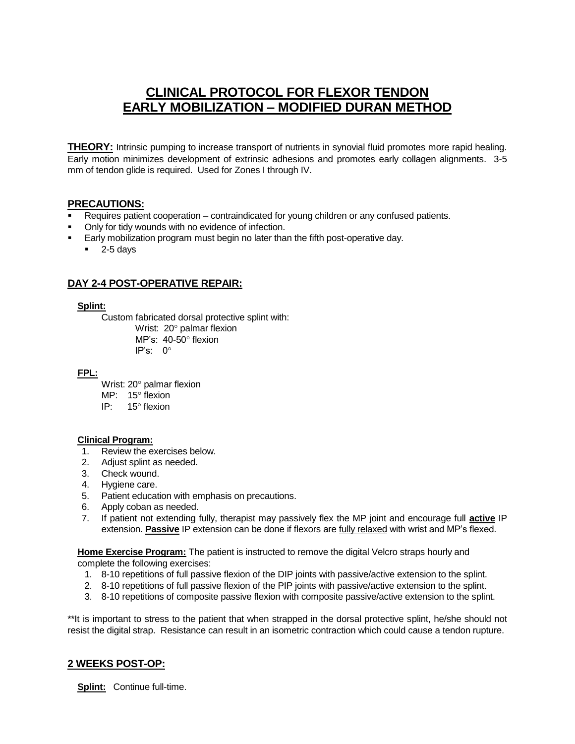# CLINICAL PROTOCOL FOR FLEXOR TENDON EARLY MOBILIZATION – MODIFIED DURAN METHOD

**THEORY:** Intrinsic pumping to increase transport of nutrients in synovial fluid promotes more rapid healing. Early motion minimizes development of extrinsic adhesions and promotes early collagen alignments. 3-5 mm of tendon glide is required. Used for Zones I through IV.

## PRECAUTIONS:

- Requires patient cooperation – contraindicated for young children or any confused patients.
- Only for tidy wounds with no evidence of infection.
- Early mobilization program must begin no later than the fifth post-operative day.
  - 2-5 days

## DAY 2-4 POST-OPERATIVE REPAIR:

**Splint:**

Custom fabricated dorsal protective splint with:

Wrist: 20° palmar flexion
MP's: 40-50° flexion
IP's: 0°

**FPL:**

Wrist: 20° palmar flexion
MP: 15° flexion
IP: 15° flexion

**Clinical Program:**

1. Review the exercises below.
2. Adjust splint as needed.
3. Check wound.
4. Hygiene care.
5. Patient education with emphasis on precautions.
6. Apply coban as needed.
7. If patient not extending fully, therapist may passively flex the MP joint and encourage full **active** IP extension. **Passive** IP extension can be done if flexors are fully relaxed with wrist and MP's flexed.

**Home Exercise Program:** The patient is instructed to remove the digital Velcro straps hourly and complete the following exercises:

1. 8-10 repetitions of full passive flexion of the DIP joints with passive/active extension to the splint.
2. 8-10 repetitions of full passive flexion of the PIP joints with passive/active extension to the splint.
3. 8-10 repetitions of composite passive flexion with composite passive/active extension to the splint.

**It is important to stress to the patient that when strapped in the dorsal protective splint, he/she should not resist the digital strap. Resistance can result in an isometric contraction which could cause a tendon rupture.

## 2 WEEKS POST-OP:

**Splint:** Continue full-time.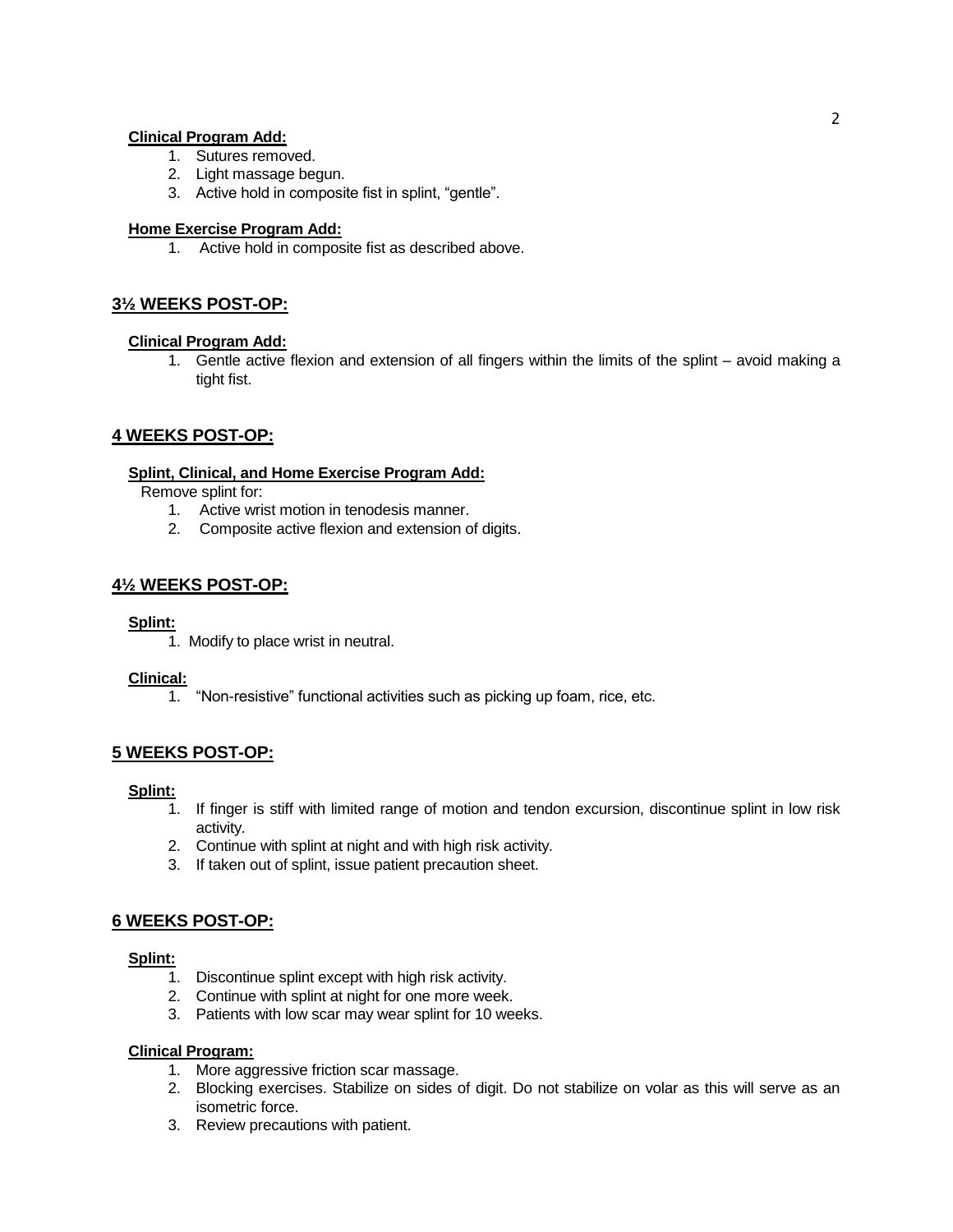**Clinical Program Add:**

1. Sutures removed.
2. Light massage begun.
3. Active hold in composite fist in splint, "gentle".

**Home Exercise Program Add:**

1. Active hold in composite fist as described above.

## 3½ WEEKS POST-OP:

**Clinical Program Add:**

1. Gentle active flexion and extension of all fingers within the limits of the splint – avoid making a tight fist.

## 4 WEEKS POST-OP:

**Splint, Clinical, and Home Exercise Program Add:**

Remove splint for:

1. Active wrist motion in tenodesis manner.
2. Composite active flexion and extension of digits.

## 4½ WEEKS POST-OP:

**Splint:**

1. Modify to place wrist in neutral.

**Clinical:**

1. "Non-resistive" functional activities such as picking up foam, rice, etc.

## 5 WEEKS POST-OP:

**Splint:**

1. If finger is stiff with limited range of motion and tendon excursion, discontinue splint in low risk activity.
2. Continue with splint at night and with high risk activity.
3. If taken out of splint, issue patient precaution sheet.

## 6 WEEKS POST-OP:

**Splint:**

1. Discontinue splint except with high risk activity.
2. Continue with splint at night for one more week.
3. Patients with low scar may wear splint for 10 weeks.

**Clinical Program:**

1. More aggressive friction scar massage.
2. Blocking exercises. Stabilize on sides of digit. Do not stabilize on volar as this will serve as an isometric force.
3. Review precautions with patient.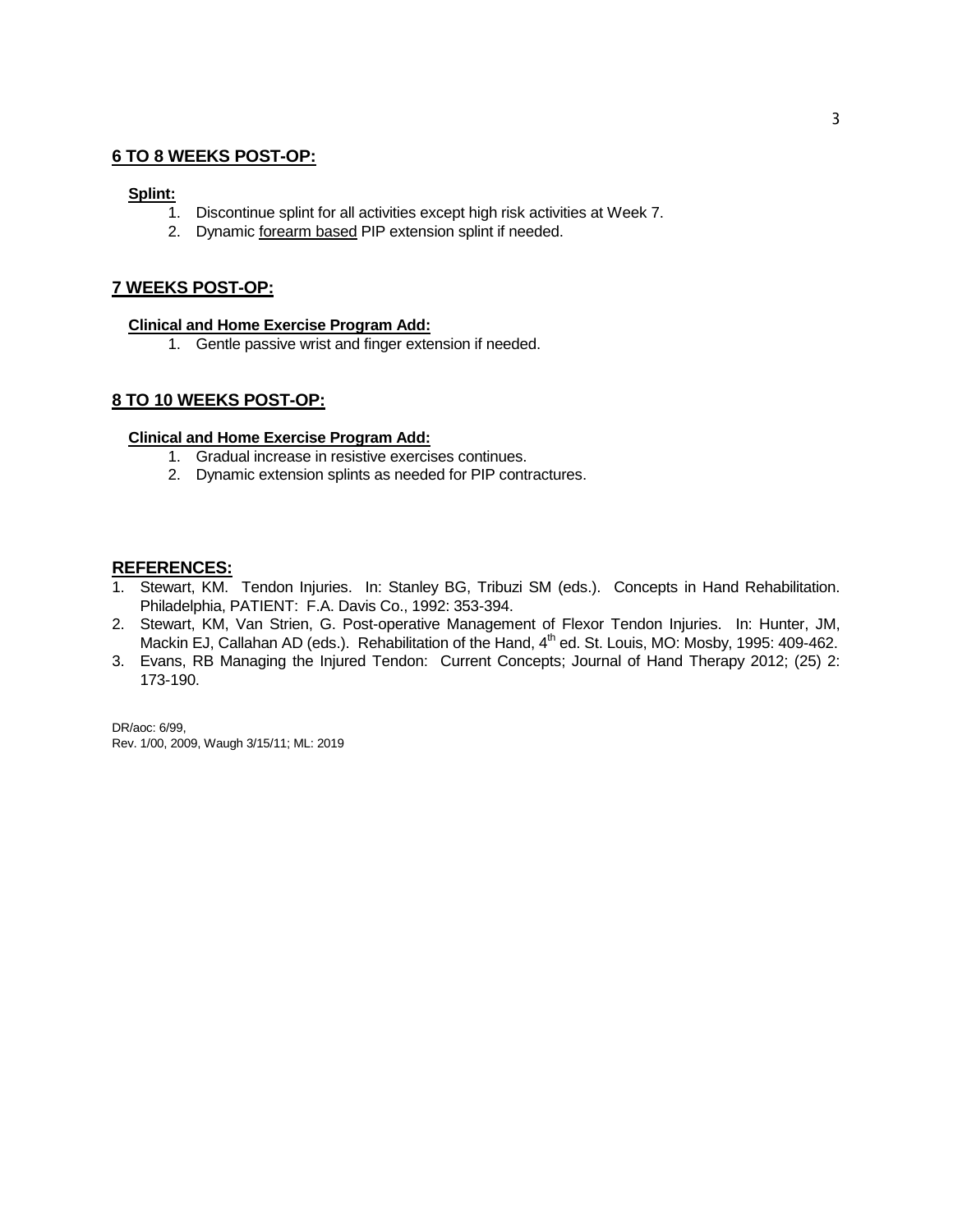## 6 TO 8 WEEKS POST-OP:

**Splint:**

1. Discontinue splint for all activities except high risk activities at Week 7.
2. Dynamic forearm based PIP extension splint if needed.

## 7 WEEKS POST-OP:

**Clinical and Home Exercise Program Add:**

1. Gentle passive wrist and finger extension if needed.

## 8 TO 10 WEEKS POST-OP:

**Clinical and Home Exercise Program Add:**

1. Gradual increase in resistive exercises continues.
2. Dynamic extension splints as needed for PIP contractures.

## REFERENCES:

1. Stewart, KM. Tendon Injuries. In: Stanley BG, Tribuzi SM (eds.). Concepts in Hand Rehabilitation. Philadelphia, PATIENT: F.A. Davis Co., 1992: 353-394.
2. Stewart, KM, Van Strien, G. Post-operative Management of Flexor Tendon Injuries. In: Hunter, JM, Mackin EJ, Callahan AD (eds.). Rehabilitation of the Hand, 4th ed. St. Louis, MO: Mosby, 1995: 409-462.
3. Evans, RB Managing the Injured Tendon: Current Concepts; Journal of Hand Therapy 2012; (25) 2: 173-190.

DR/aoc: 6/99,
Rev. 1/00, 2009, Waugh 3/15/11; ML: 2019